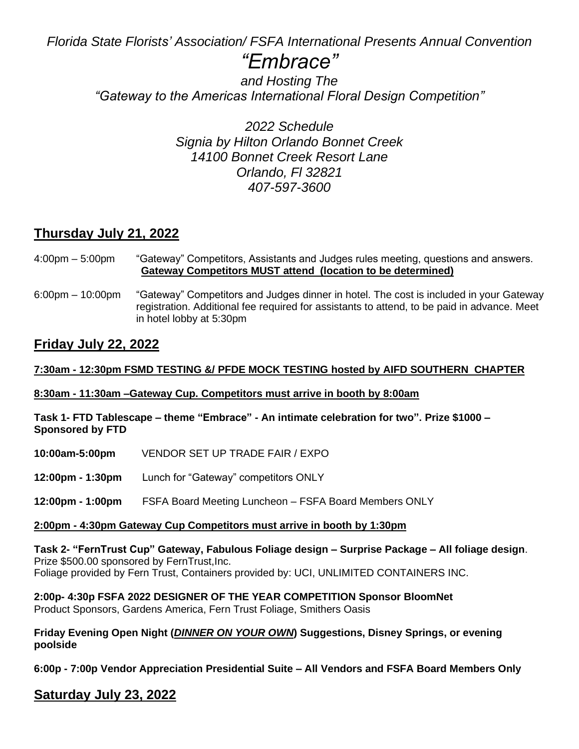*Florida State Florists' Association/ FSFA International Presents Annual Convention*

# *"Embrace"*

*and Hosting The*
*"Gateway to the Americas International Floral Design Competition"*

*2022 Schedule*
*Signia by Hilton Orlando Bonnet Creek*
*14100 Bonnet Creek Resort Lane*
*Orlando, Fl 32821*
*407-597-3600*

## Thursday July 21, 2022

4:00pm – 5:00pm "Gateway" Competitors, Assistants and Judges rules meeting, questions and answers. **Gateway Competitors MUST attend (location to be determined)**

6:00pm – 10:00pm "Gateway" Competitors and Judges dinner in hotel. The cost is included in your Gateway registration. Additional fee required for assistants to attend, to be paid in advance. Meet in hotel lobby at 5:30pm

## Friday July 22, 2022

**7:30am - 12:30pm FSMD TESTING &/ PFDE MOCK TESTING hosted by AIFD SOUTHERN CHAPTER**

**8:30am - 11:30am –Gateway Cup. Competitors must arrive in booth by 8:00am**

**Task 1- FTD Tablescape – theme "Embrace" - An intimate celebration for two". Prize $1000 – Sponsored by FTD**

**10:00am-5:00pm** VENDOR SET UP TRADE FAIR / EXPO

**12:00pm - 1:30pm** Lunch for "Gateway" competitors ONLY

**12:00pm - 1:00pm** FSFA Board Meeting Luncheon – FSFA Board Members ONLY

**2:00pm - 4:30pm Gateway Cup Competitors must arrive in booth by 1:30pm**

**Task 2- "FernTrust Cup" Gateway, Fabulous Foliage design – Surprise Package – All foliage design**.
Prize $500.00 sponsored by FernTrust,Inc.
Foliage provided by Fern Trust, Containers provided by: UCI, UNLIMITED CONTAINERS INC.

**2:00p- 4:30p FSFA 2022 DESIGNER OF THE YEAR COMPETITION Sponsor BloomNet**
Product Sponsors, Gardens America, Fern Trust Foliage, Smithers Oasis

**Friday Evening Open Night (*DINNER ON YOUR OWN*) Suggestions, Disney Springs, or evening poolside**

**6:00p - 7:00p Vendor Appreciation Presidential Suite – All Vendors and FSFA Board Members Only**

## Saturday July 23, 2022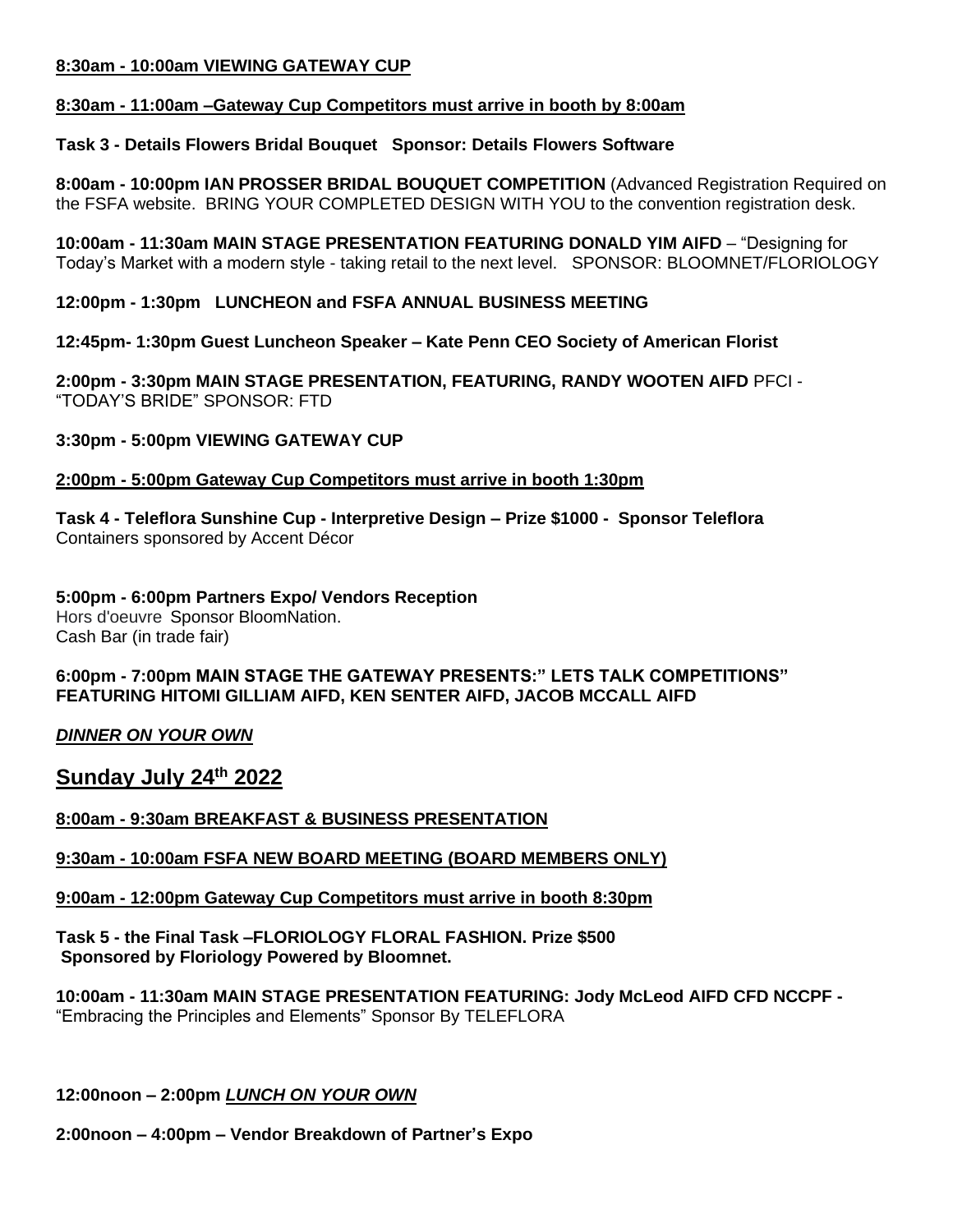**<u>8:30am - 10:00am VIEWING GATEWAY CUP</u>**

**<u>8:30am - 11:00am –Gateway Cup Competitors must arrive in booth by 8:00am</u>**

**Task 3 - Details Flowers Bridal Bouquet Sponsor: Details Flowers Software**

**8:00am - 10:00pm IAN PROSSER BRIDAL BOUQUET COMPETITION** (Advanced Registration Required on the FSFA website. BRING YOUR COMPLETED DESIGN WITH YOU to the convention registration desk.

**10:00am - 11:30am MAIN STAGE PRESENTATION FEATURING DONALD YIM AIFD** – "Designing for Today's Market with a modern style - taking retail to the next level. SPONSOR: BLOOMNET/FLORIOLOGY

**12:00pm - 1:30pm LUNCHEON and FSFA ANNUAL BUSINESS MEETING**

**12:45pm- 1:30pm Guest Luncheon Speaker – Kate Penn CEO Society of American Florist**

**2:00pm - 3:30pm MAIN STAGE PRESENTATION, FEATURING, RANDY WOOTEN AIFD** PFCI - "TODAY'S BRIDE" SPONSOR: FTD

**3:30pm - 5:00pm VIEWING GATEWAY CUP**

**<u>2:00pm - 5:00pm Gateway Cup Competitors must arrive in booth 1:30pm</u>**

**Task 4 - Teleflora Sunshine Cup - Interpretive Design – Prize $1000 - Sponsor Teleflora**
Containers sponsored by Accent Décor

**5:00pm - 6:00pm Partners Expo/ Vendors Reception**
Hors d'oeuvre Sponsor BloomNation.
Cash Bar (in trade fair)

**6:00pm - 7:00pm MAIN STAGE THE GATEWAY PRESENTS:" LETS TALK COMPETITIONS" FEATURING HITOMI GILLIAM AIFD, KEN SENTER AIFD, JACOB MCCALL AIFD**

***<u>DINNER ON YOUR OWN</u>***

## <u>Sunday July 24th 2022</u>

**<u>8:00am - 9:30am BREAKFAST & BUSINESS PRESENTATION</u>**

**<u>9:30am - 10:00am FSFA NEW BOARD MEETING (BOARD MEMBERS ONLY)</u>**

**<u>9:00am - 12:00pm Gateway Cup Competitors must arrive in booth 8:30pm</u>**

**Task 5 - the Final Task –FLORIOLOGY FLORAL FASHION. Prize $500**
**Sponsored by Floriology Powered by Bloomnet.**

**10:00am - 11:30am MAIN STAGE PRESENTATION FEATURING: Jody McLeod AIFD CFD NCCPF -** "Embracing the Principles and Elements" Sponsor By TELEFLORA

**12:00noon – 2:00pm *<u>LUNCH ON YOUR OWN</u>***

**2:00noon – 4:00pm – Vendor Breakdown of Partner's Expo**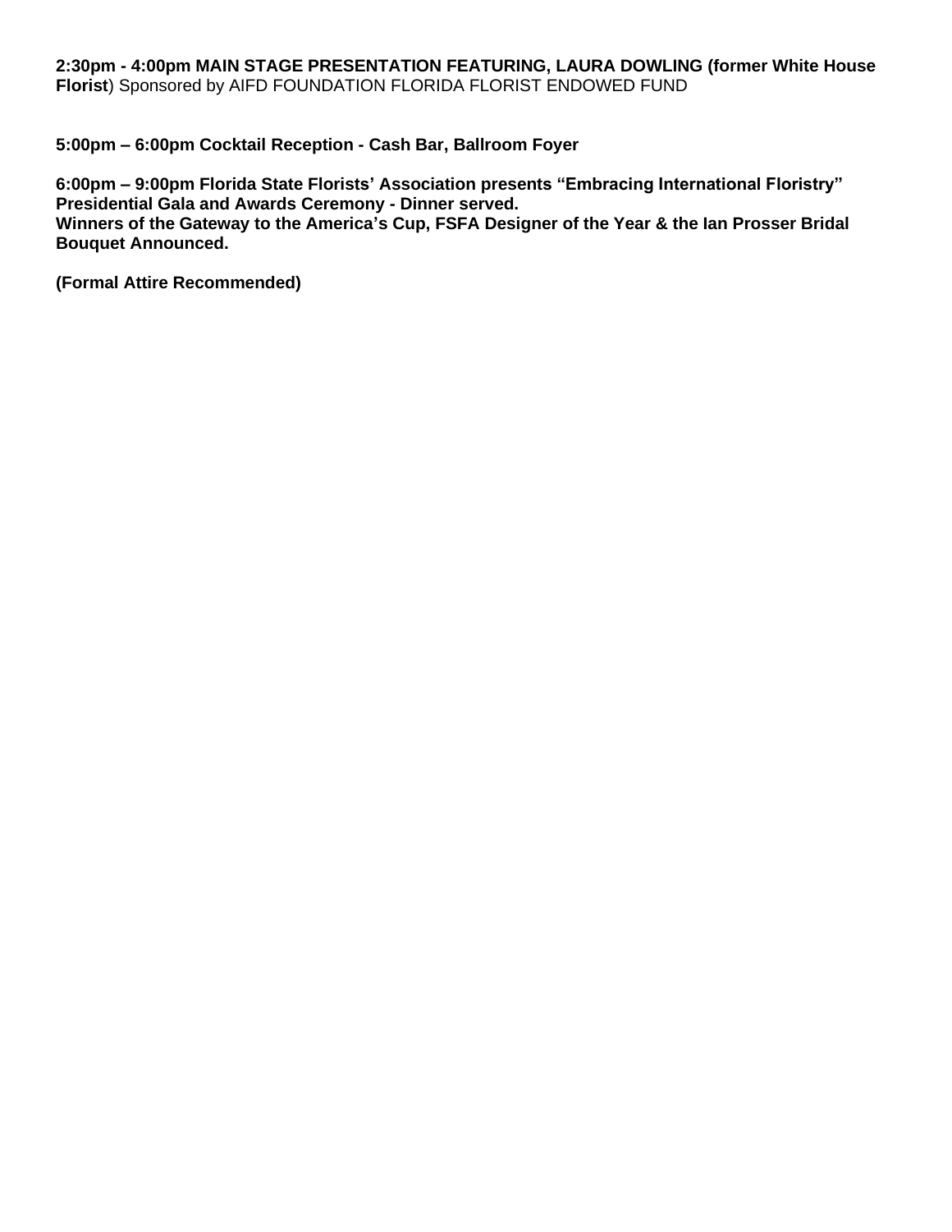**2:30pm - 4:00pm MAIN STAGE PRESENTATION FEATURING, LAURA DOWLING (former White House Florist**) Sponsored by AIFD FOUNDATION FLORIDA FLORIST ENDOWED FUND

**5:00pm – 6:00pm Cocktail Reception - Cash Bar, Ballroom Foyer**

**6:00pm – 9:00pm Florida State Florists' Association presents "Embracing International Floristry" Presidential Gala and Awards Ceremony - Dinner served.**
**Winners of the Gateway to the America's Cup, FSFA Designer of the Year & the Ian Prosser Bridal Bouquet Announced.**

**(Formal Attire Recommended)**